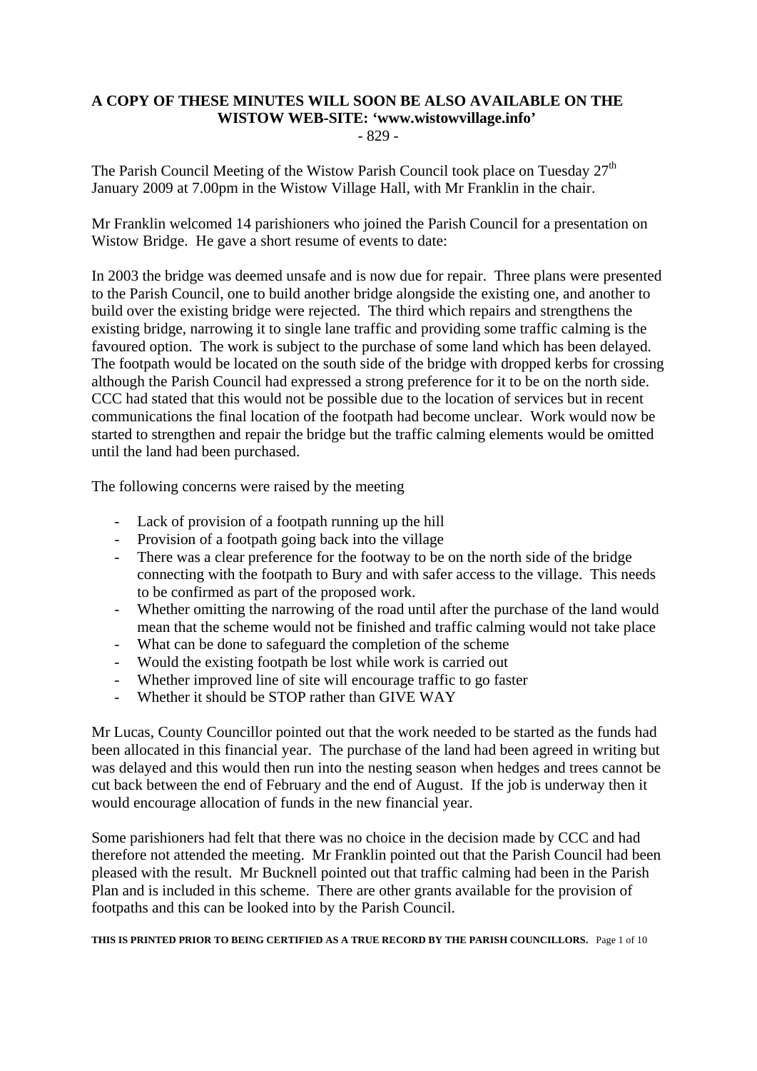**A COPY OF THESE MINUTES WILL SOON BE ALSO AVAILABLE ON THE WISTOW WEB-SITE: 'www.wistowvillage.info'**

- 829 -

The Parish Council Meeting of the Wistow Parish Council took place on Tuesday 27th January 2009 at 7.00pm in the Wistow Village Hall, with Mr Franklin in the chair.

Mr Franklin welcomed 14 parishioners who joined the Parish Council for a presentation on Wistow Bridge. He gave a short resume of events to date:

In 2003 the bridge was deemed unsafe and is now due for repair. Three plans were presented to the Parish Council, one to build another bridge alongside the existing one, and another to build over the existing bridge were rejected. The third which repairs and strengthens the existing bridge, narrowing it to single lane traffic and providing some traffic calming is the favoured option. The work is subject to the purchase of some land which has been delayed. The footpath would be located on the south side of the bridge with dropped kerbs for crossing although the Parish Council had expressed a strong preference for it to be on the north side. CCC had stated that this would not be possible due to the location of services but in recent communications the final location of the footpath had become unclear. Work would now be started to strengthen and repair the bridge but the traffic calming elements would be omitted until the land had been purchased.

The following concerns were raised by the meeting

- Lack of provision of a footpath running up the hill
- Provision of a footpath going back into the village
- There was a clear preference for the footway to be on the north side of the bridge connecting with the footpath to Bury and with safer access to the village. This needs to be confirmed as part of the proposed work.
- Whether omitting the narrowing of the road until after the purchase of the land would mean that the scheme would not be finished and traffic calming would not take place
- What can be done to safeguard the completion of the scheme
- Would the existing footpath be lost while work is carried out
- Whether improved line of site will encourage traffic to go faster
- Whether it should be STOP rather than GIVE WAY

Mr Lucas, County Councillor pointed out that the work needed to be started as the funds had been allocated in this financial year. The purchase of the land had been agreed in writing but was delayed and this would then run into the nesting season when hedges and trees cannot be cut back between the end of February and the end of August. If the job is underway then it would encourage allocation of funds in the new financial year.

Some parishioners had felt that there was no choice in the decision made by CCC and had therefore not attended the meeting. Mr Franklin pointed out that the Parish Council had been pleased with the result. Mr Bucknell pointed out that traffic calming had been in the Parish Plan and is included in this scheme. There are other grants available for the provision of footpaths and this can be looked into by the Parish Council.

**THIS IS PRINTED PRIOR TO BEING CERTIFIED AS A TRUE RECORD BY THE PARISH COUNCILLORS.**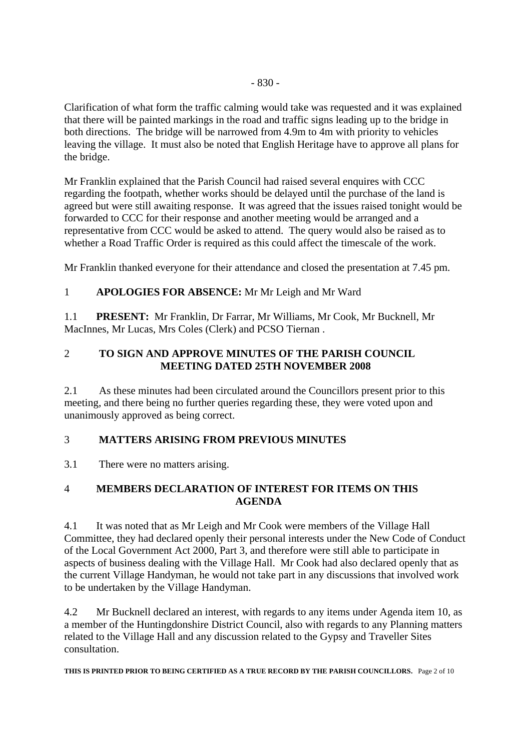Clarification of what form the traffic calming would take was requested and it was explained that there will be painted markings in the road and traffic signs leading up to the bridge in both directions. The bridge will be narrowed from 4.9m to 4m with priority to vehicles leaving the village. It must also be noted that English Heritage have to approve all plans for the bridge.

Mr Franklin explained that the Parish Council had raised several enquires with CCC regarding the footpath, whether works should be delayed until the purchase of the land is agreed but were still awaiting response. It was agreed that the issues raised tonight would be forwarded to CCC for their response and another meeting would be arranged and a representative from CCC would be asked to attend. The query would also be raised as to whether a Road Traffic Order is required as this could affect the timescale of the work.

Mr Franklin thanked everyone for their attendance and closed the presentation at 7.45 pm.

1 **APOLOGIES FOR ABSENCE:** Mr Mr Leigh and Mr Ward

1.1 **PRESENT:** Mr Franklin, Dr Farrar, Mr Williams, Mr Cook, Mr Bucknell, Mr MacInnes, Mr Lucas, Mrs Coles (Clerk) and PCSO Tiernan .

## 2 TO SIGN AND APPROVE MINUTES OF THE PARISH COUNCIL MEETING DATED 25TH NOVEMBER 2008

2.1 As these minutes had been circulated around the Councillors present prior to this meeting, and there being no further queries regarding these, they were voted upon and unanimously approved as being correct.

## 3 MATTERS ARISING FROM PREVIOUS MINUTES

3.1 There were no matters arising.

## 4 MEMBERS DECLARATION OF INTEREST FOR ITEMS ON THIS AGENDA

4.1 It was noted that as Mr Leigh and Mr Cook were members of the Village Hall Committee, they had declared openly their personal interests under the New Code of Conduct of the Local Government Act 2000, Part 3, and therefore were still able to participate in aspects of business dealing with the Village Hall. Mr Cook had also declared openly that as the current Village Handyman, he would not take part in any discussions that involved work to be undertaken by the Village Handyman.

4.2 Mr Bucknell declared an interest, with regards to any items under Agenda item 10, as a member of the Huntingdonshire District Council, also with regards to any Planning matters related to the Village Hall and any discussion related to the Gypsy and Traveller Sites consultation.

**THIS IS PRINTED PRIOR TO BEING CERTIFIED AS A TRUE RECORD BY THE PARISH COUNCILLORS.**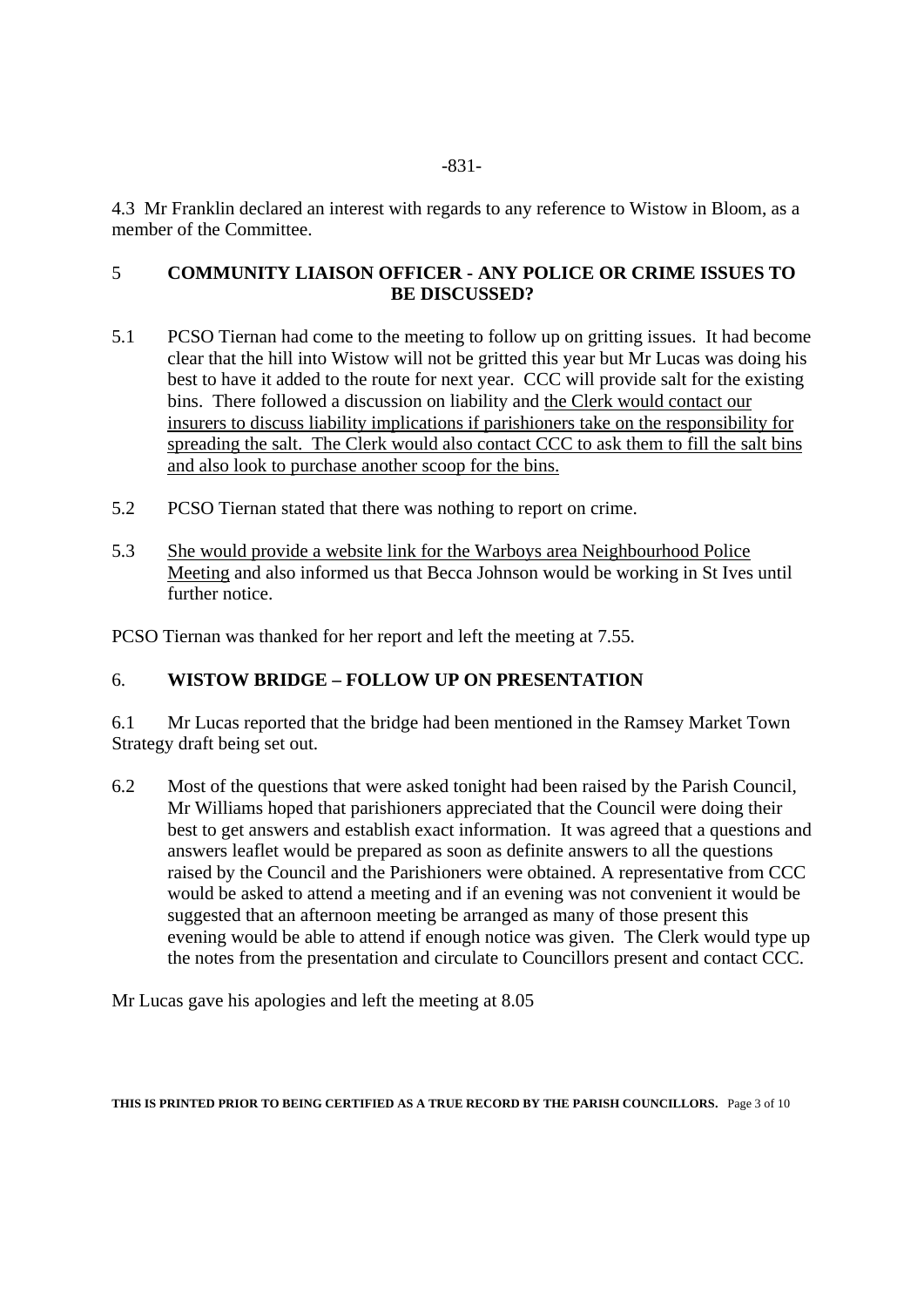4.3 Mr Franklin declared an interest with regards to any reference to Wistow in Bloom, as a member of the Committee.

## 5 COMMUNITY LIAISON OFFICER - ANY POLICE OR CRIME ISSUES TO BE DISCUSSED?

5.1 PCSO Tiernan had come to the meeting to follow up on gritting issues. It had become clear that the hill into Wistow will not be gritted this year but Mr Lucas was doing his best to have it added to the route for next year. CCC will provide salt for the existing bins. There followed a discussion on liability and the Clerk would contact our insurers to discuss liability implications if parishioners take on the responsibility for spreading the salt. The Clerk would also contact CCC to ask them to fill the salt bins and also look to purchase another scoop for the bins.

5.2 PCSO Tiernan stated that there was nothing to report on crime.

5.3 She would provide a website link for the Warboys area Neighbourhood Police Meeting and also informed us that Becca Johnson would be working in St Ives until further notice.

PCSO Tiernan was thanked for her report and left the meeting at 7.55.

## 6. WISTOW BRIDGE – FOLLOW UP ON PRESENTATION

6.1 Mr Lucas reported that the bridge had been mentioned in the Ramsey Market Town Strategy draft being set out.

6.2 Most of the questions that were asked tonight had been raised by the Parish Council, Mr Williams hoped that parishioners appreciated that the Council were doing their best to get answers and establish exact information. It was agreed that a questions and answers leaflet would be prepared as soon as definite answers to all the questions raised by the Council and the Parishioners were obtained. A representative from CCC would be asked to attend a meeting and if an evening was not convenient it would be suggested that an afternoon meeting be arranged as many of those present this evening would be able to attend if enough notice was given. The Clerk would type up the notes from the presentation and circulate to Councillors present and contact CCC.

Mr Lucas gave his apologies and left the meeting at 8.05

**THIS IS PRINTED PRIOR TO BEING CERTIFIED AS A TRUE RECORD BY THE PARISH COUNCILLORS.**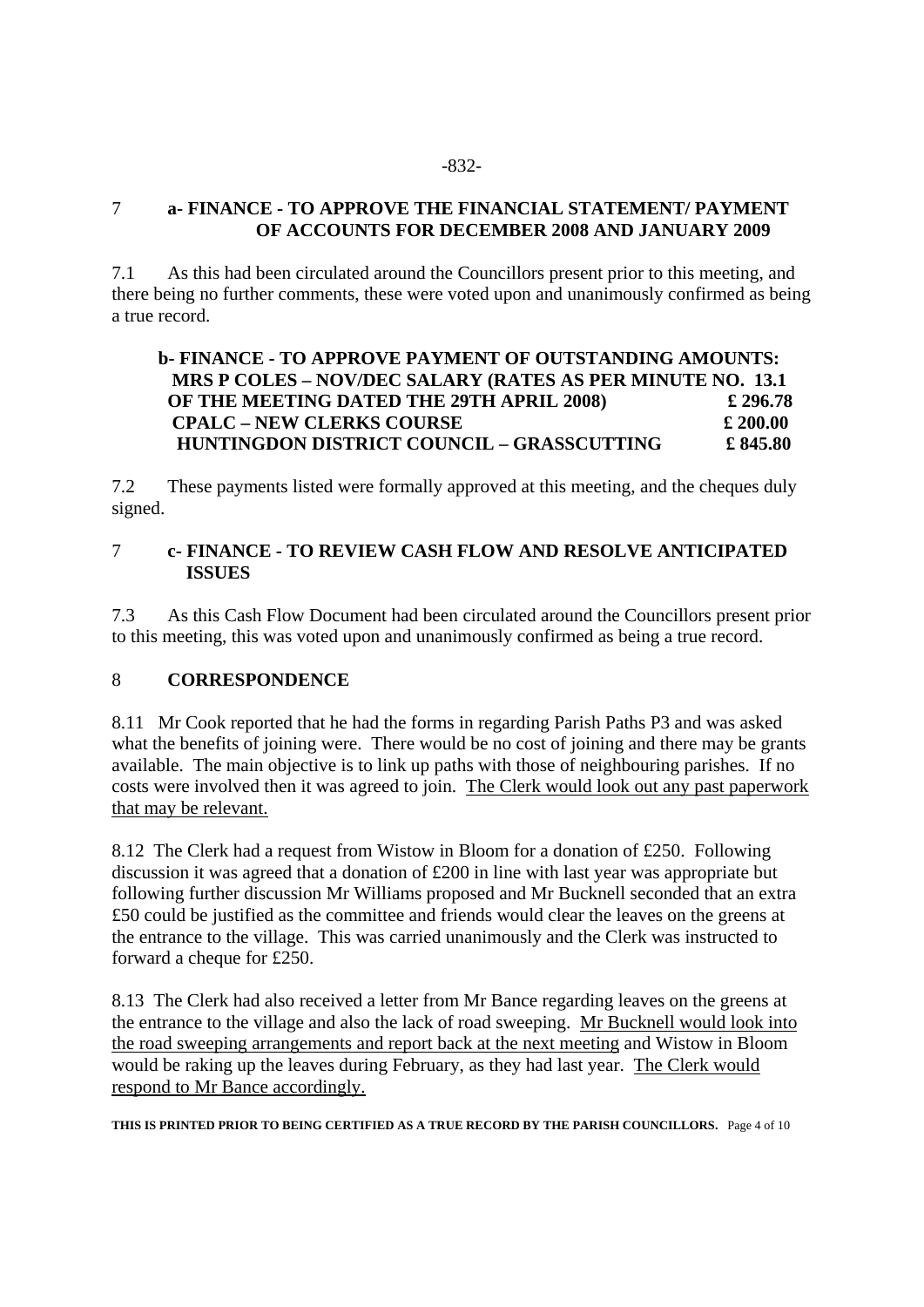## 7 a- FINANCE - TO APPROVE THE FINANCIAL STATEMENT/ PAYMENT OF ACCOUNTS FOR DECEMBER 2008 AND JANUARY 2009

7.1 As this had been circulated around the Councillors present prior to this meeting, and there being no further comments, these were voted upon and unanimously confirmed as being a true record.

### b- FINANCE - TO APPROVE PAYMENT OF OUTSTANDING AMOUNTS:

| | |
|---|---|
| **MRS P COLES – NOV/DEC SALARY (RATES AS PER MINUTE NO. 13.1 OF THE MEETING DATED THE 29TH APRIL 2008)** | **£ 296.78** |
| **CPALC – NEW CLERKS COURSE** | **£ 200.00** |
| **HUNTINGDON DISTRICT COUNCIL – GRASSCUTTING** | **£ 845.80** |

7.2 These payments listed were formally approved at this meeting, and the cheques duly signed.

## 7 c- FINANCE - TO REVIEW CASH FLOW AND RESOLVE ANTICIPATED ISSUES

7.3 As this Cash Flow Document had been circulated around the Councillors present prior to this meeting, this was voted upon and unanimously confirmed as being a true record.

## 8 CORRESPONDENCE

8.11 Mr Cook reported that he had the forms in regarding Parish Paths P3 and was asked what the benefits of joining were. There would be no cost of joining and there may be grants available. The main objective is to link up paths with those of neighbouring parishes. If no costs were involved then it was agreed to join. <u>The Clerk would look out any past paperwork that may be relevant.</u>

8.12 The Clerk had a request from Wistow in Bloom for a donation of £250. Following discussion it was agreed that a donation of £200 in line with last year was appropriate but following further discussion Mr Williams proposed and Mr Bucknell seconded that an extra £50 could be justified as the committee and friends would clear the leaves on the greens at the entrance to the village. This was carried unanimously and the Clerk was instructed to forward a cheque for £250.

8.13 The Clerk had also received a letter from Mr Bance regarding leaves on the greens at the entrance to the village and also the lack of road sweeping. <u>Mr Bucknell would look into the road sweeping arrangements and report back at the next meeting</u> and Wistow in Bloom would be raking up the leaves during February, as they had last year. <u>The Clerk would respond to Mr Bance accordingly.</u>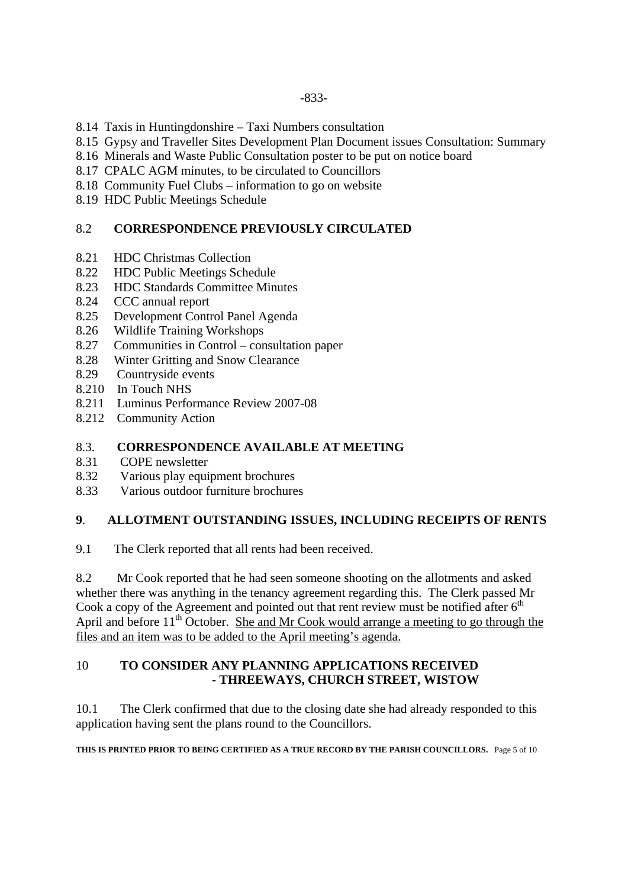8.14 Taxis in Huntingdonshire – Taxi Numbers consultation
8.15 Gypsy and Traveller Sites Development Plan Document issues Consultation: Summary
8.16 Minerals and Waste Public Consultation poster to be put on notice board
8.17 CPALC AGM minutes, to be circulated to Councillors
8.18 Community Fuel Clubs – information to go on website
8.19 HDC Public Meetings Schedule

## 8.2 CORRESPONDENCE PREVIOUSLY CIRCULATED

8.21 HDC Christmas Collection
8.22 HDC Public Meetings Schedule
8.23 HDC Standards Committee Minutes
8.24 CCC annual report
8.25 Development Control Panel Agenda
8.26 Wildlife Training Workshops
8.27 Communities in Control – consultation paper
8.28 Winter Gritting and Snow Clearance
8.29 Countryside events
8.210 In Touch NHS
8.211 Luminus Performance Review 2007-08
8.212 Community Action

## 8.3. CORRESPONDENCE AVAILABLE AT MEETING

8.31 COPE newsletter
8.32 Various play equipment brochures
8.33 Various outdoor furniture brochures

## 9. ALLOTMENT OUTSTANDING ISSUES, INCLUDING RECEIPTS OF RENTS

9.1 The Clerk reported that all rents had been received.

8.2 Mr Cook reported that he had seen someone shooting on the allotments and asked whether there was anything in the tenancy agreement regarding this. The Clerk passed Mr Cook a copy of the Agreement and pointed out that rent review must be notified after 6th April and before 11th October. She and Mr Cook would arrange a meeting to go through the files and an item was to be added to the April meeting's agenda.

## 10 TO CONSIDER ANY PLANNING APPLICATIONS RECEIVED - THREEWAYS, CHURCH STREET, WISTOW

10.1 The Clerk confirmed that due to the closing date she had already responded to this application having sent the plans round to the Councillors.

**THIS IS PRINTED PRIOR TO BEING CERTIFIED AS A TRUE RECORD BY THE PARISH COUNCILLORS.**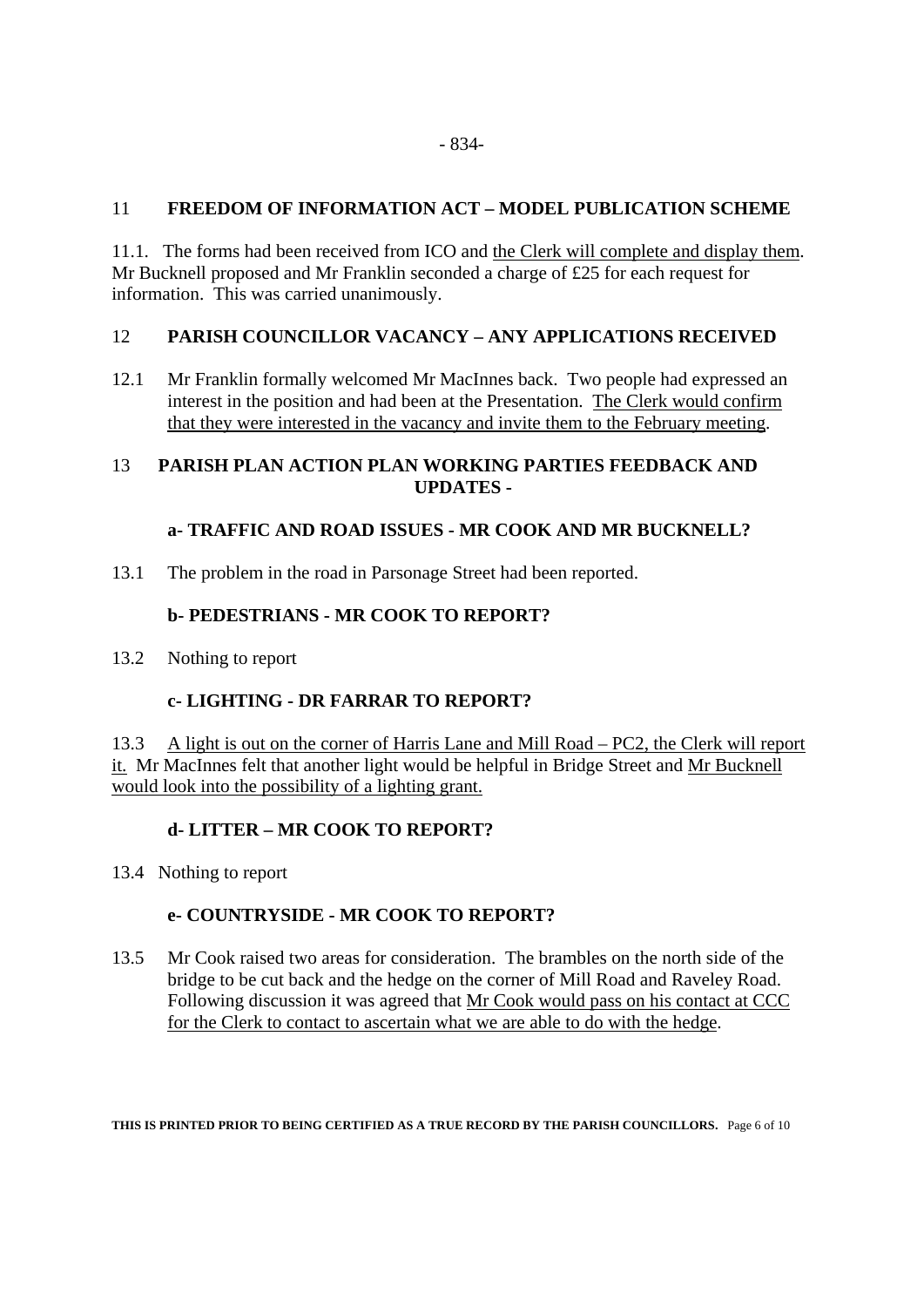## 11 FREEDOM OF INFORMATION ACT – MODEL PUBLICATION SCHEME

11.1. The forms had been received from ICO and the Clerk will complete and display them. Mr Bucknell proposed and Mr Franklin seconded a charge of £25 for each request for information. This was carried unanimously.

## 12 PARISH COUNCILLOR VACANCY – ANY APPLICATIONS RECEIVED

12.1 Mr Franklin formally welcomed Mr MacInnes back. Two people had expressed an interest in the position and had been at the Presentation. The Clerk would confirm that they were interested in the vacancy and invite them to the February meeting.

## 13 PARISH PLAN ACTION PLAN WORKING PARTIES FEEDBACK AND UPDATES -

### a- TRAFFIC AND ROAD ISSUES - MR COOK AND MR BUCKNELL?

13.1 The problem in the road in Parsonage Street had been reported.

### b- PEDESTRIANS - MR COOK TO REPORT?

13.2 Nothing to report

### c- LIGHTING - DR FARRAR TO REPORT?

13.3 A light is out on the corner of Harris Lane and Mill Road – PC2, the Clerk will report it. Mr MacInnes felt that another light would be helpful in Bridge Street and Mr Bucknell would look into the possibility of a lighting grant.

### d- LITTER – MR COOK TO REPORT?

13.4 Nothing to report

### e- COUNTRYSIDE - MR COOK TO REPORT?

13.5 Mr Cook raised two areas for consideration. The brambles on the north side of the bridge to be cut back and the hedge on the corner of Mill Road and Raveley Road. Following discussion it was agreed that Mr Cook would pass on his contact at CCC for the Clerk to contact to ascertain what we are able to do with the hedge.

**THIS IS PRINTED PRIOR TO BEING CERTIFIED AS A TRUE RECORD BY THE PARISH COUNCILLORS.**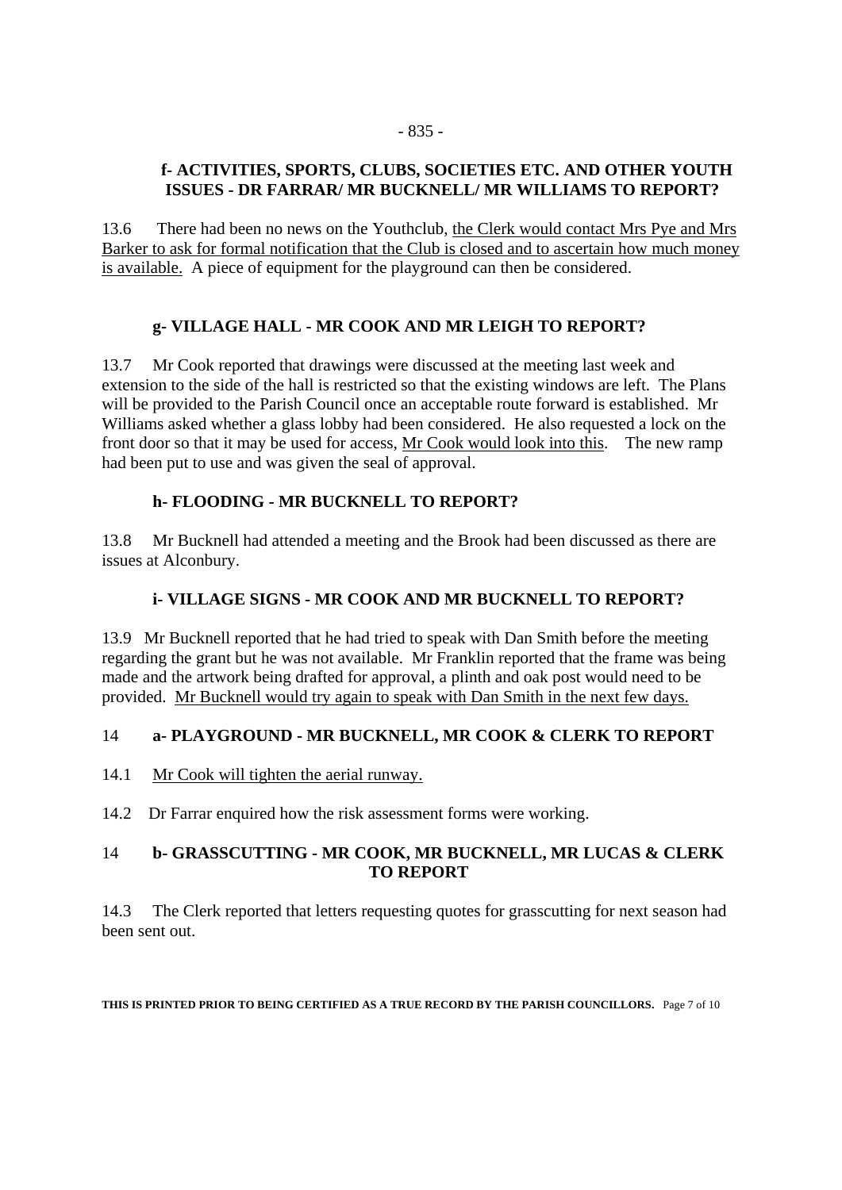### f- ACTIVITIES, SPORTS, CLUBS, SOCIETIES ETC. AND OTHER YOUTH ISSUES - DR FARRAR/ MR BUCKNELL/ MR WILLIAMS TO REPORT?

13.6 There had been no news on the Youthclub, the Clerk would contact Mrs Pye and Mrs Barker to ask for formal notification that the Club is closed and to ascertain how much money is available. A piece of equipment for the playground can then be considered.

### g- VILLAGE HALL - MR COOK AND MR LEIGH TO REPORT?

13.7 Mr Cook reported that drawings were discussed at the meeting last week and extension to the side of the hall is restricted so that the existing windows are left. The Plans will be provided to the Parish Council once an acceptable route forward is established. Mr Williams asked whether a glass lobby had been considered. He also requested a lock on the front door so that it may be used for access, Mr Cook would look into this. The new ramp had been put to use and was given the seal of approval.

### h- FLOODING - MR BUCKNELL TO REPORT?

13.8 Mr Bucknell had attended a meeting and the Brook had been discussed as there are issues at Alconbury.

### i- VILLAGE SIGNS - MR COOK AND MR BUCKNELL TO REPORT?

13.9 Mr Bucknell reported that he had tried to speak with Dan Smith before the meeting regarding the grant but he was not available. Mr Franklin reported that the frame was being made and the artwork being drafted for approval, a plinth and oak post would need to be provided. Mr Bucknell would try again to speak with Dan Smith in the next few days.

### 14 a- PLAYGROUND - MR BUCKNELL, MR COOK & CLERK TO REPORT

14.1 Mr Cook will tighten the aerial runway.

14.2 Dr Farrar enquired how the risk assessment forms were working.

### 14 b- GRASSCUTTING - MR COOK, MR BUCKNELL, MR LUCAS & CLERK TO REPORT

14.3 The Clerk reported that letters requesting quotes for grasscutting for next season had been sent out.

**THIS IS PRINTED PRIOR TO BEING CERTIFIED AS A TRUE RECORD BY THE PARISH COUNCILLORS.**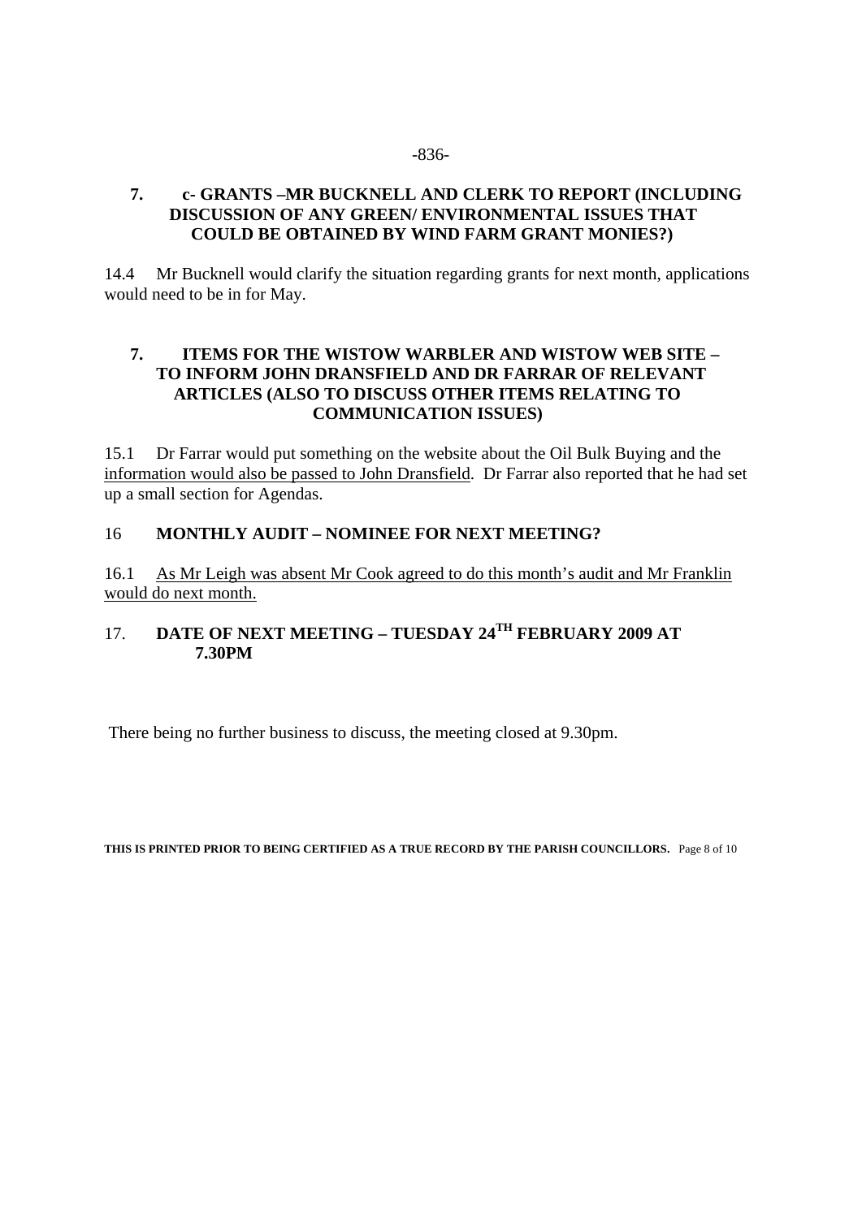-836-

**7. c- GRANTS –MR BUCKNELL AND CLERK TO REPORT (INCLUDING DISCUSSION OF ANY GREEN/ ENVIRONMENTAL ISSUES THAT COULD BE OBTAINED BY WIND FARM GRANT MONIES?)**

14.4 Mr Bucknell would clarify the situation regarding grants for next month, applications would need to be in for May.

**7. ITEMS FOR THE WISTOW WARBLER AND WISTOW WEB SITE – TO INFORM JOHN DRANSFIELD AND DR FARRAR OF RELEVANT ARTICLES (ALSO TO DISCUSS OTHER ITEMS RELATING TO COMMUNICATION ISSUES)**

15.1 Dr Farrar would put something on the website about the Oil Bulk Buying and the information would also be passed to John Dransfield. Dr Farrar also reported that he had set up a small section for Agendas.

16 **MONTHLY AUDIT – NOMINEE FOR NEXT MEETING?**

16.1 As Mr Leigh was absent Mr Cook agreed to do this month's audit and Mr Franklin would do next month.

17. **DATE OF NEXT MEETING – TUESDAY 24TH FEBRUARY 2009 AT 7.30PM**

There being no further business to discuss, the meeting closed at 9.30pm.

**THIS IS PRINTED PRIOR TO BEING CERTIFIED AS A TRUE RECORD BY THE PARISH COUNCILLORS.**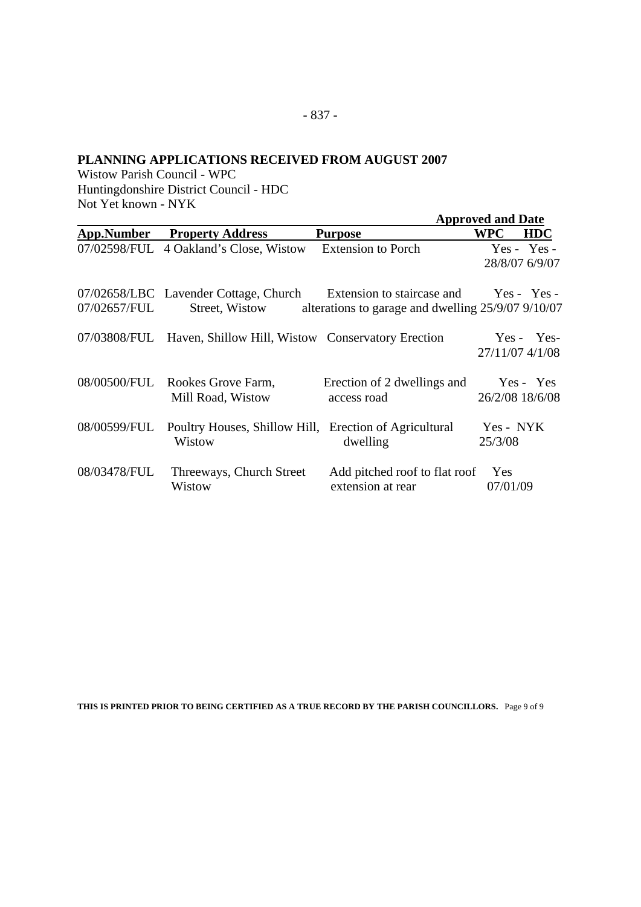## PLANNING APPLICATIONS RECEIVED FROM AUGUST 2007

Wistow Parish Council - WPC
Huntingdonshire District Council - HDC
Not Yet known - NYK

| App.Number | Property Address | Purpose | Approved and Date WPC | HDC |
|---|---|---|---|---|
| 07/02598/FUL | 4 Oakland's Close, Wistow | Extension to Porch | Yes - 28/8/07 | Yes - 6/9/07 |
| 07/02658/LBC 07/02657/FUL | Lavender Cottage, Church Street, Wistow | Extension to staircase and alterations to garage and dwelling | Yes - 25/9/07 | Yes - 9/10/07 |
| 07/03808/FUL | Haven, Shillow Hill, Wistow | Conservatory Erection | Yes - 27/11/07 | Yes- 4/1/08 |
| 08/00500/FUL | Rookes Grove Farm, Mill Road, Wistow | Erection of 2 dwellings and access road | Yes - 26/2/08 | Yes 18/6/08 |
| 08/00599/FUL | Poultry Houses, Shillow Hill, Wistow | Erection of Agricultural dwelling | Yes - 25/3/08 | NYK |
| 08/03478/FUL | Threeways, Church Street Wistow | Add pitched roof to flat roof extension at rear | Yes 07/01/09 | |

**THIS IS PRINTED PRIOR TO BEING CERTIFIED AS A TRUE RECORD BY THE PARISH COUNCILLORS.**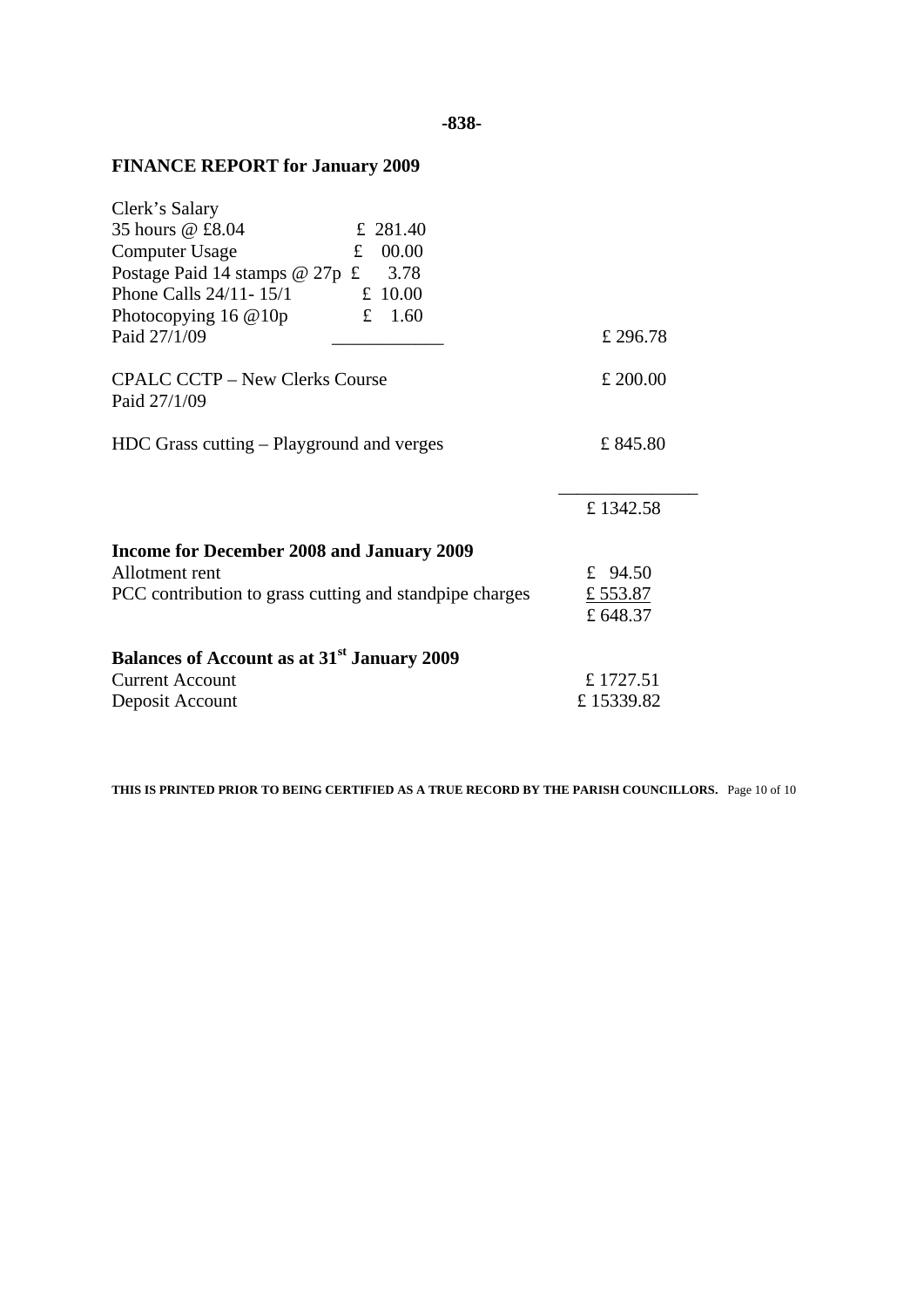# FINANCE REPORT for January 2009

| | | |
|---|---|---|
| Clerk's Salary | | |
| 35 hours @ £8.04 | £ 281.40 | |
| Computer Usage | £ 00.00 | |
| Postage Paid 14 stamps @ 27p | £ 3.78 | |
| Phone Calls 24/11- 15/1 | £ 10.00 | |
| Photocopying 16 @10p | £ 1.60 | |
| Paid 27/1/09 | ___________ | £ 296.78 |
| CPALC CCTP – New Clerks Course Paid 27/1/09 | | £ 200.00 |
| HDC Grass cutting – Playground and verges | | £ 845.80 |
| | | £ 1342.58 |

## Income for December 2008 and January 2009

| | |
|---|---|
| Allotment rent | £ 94.50 |
| PCC contribution to grass cutting and standpipe charges | £ 553.87 |
| | £ 648.37 |

## Balances of Account as at 31st January 2009

| | |
|---|---|
| Current Account | £ 1727.51 |
| Deposit Account | £ 15339.82 |

**THIS IS PRINTED PRIOR TO BEING CERTIFIED AS A TRUE RECORD BY THE PARISH COUNCILLORS.**